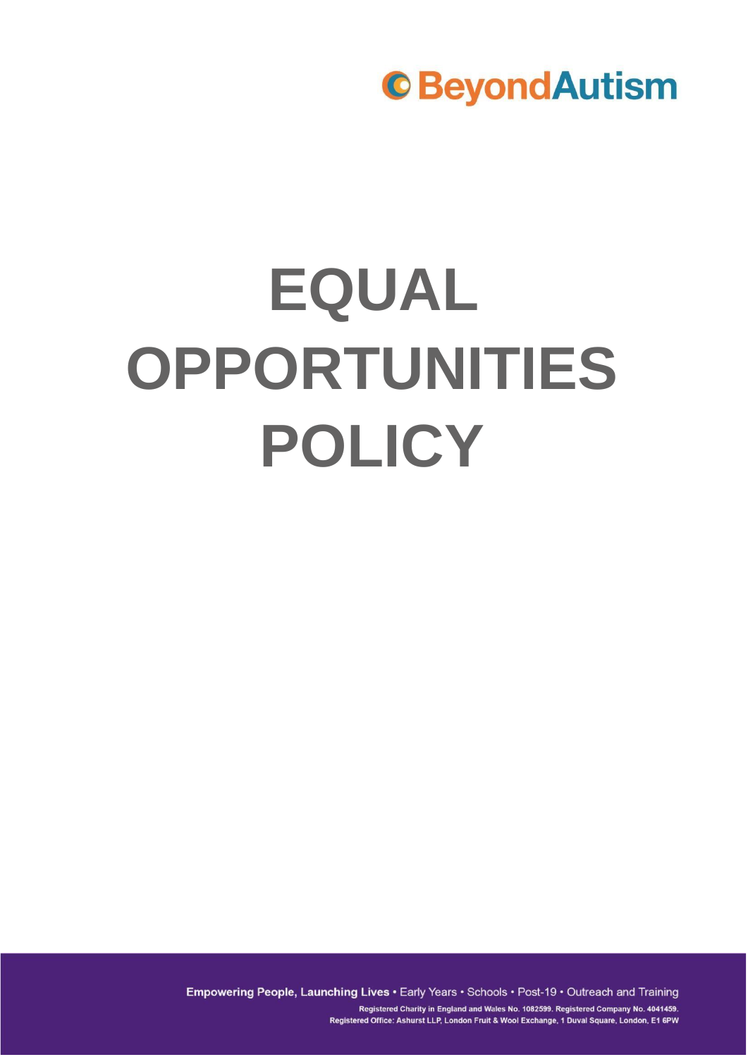BeyondAutism

# EQUAL OPPORTUNITIES POLICY

**Empowering People, Launching Lives** • Early Years • Schools • Post-19 • Outreach and Training

Registered Charity in England and Wales No. 1082599. Registered Company No. 4041459.
Registered Office: Ashurst LLP, London Fruit & Wool Exchange, 1 Duval Square, London, E1 6PW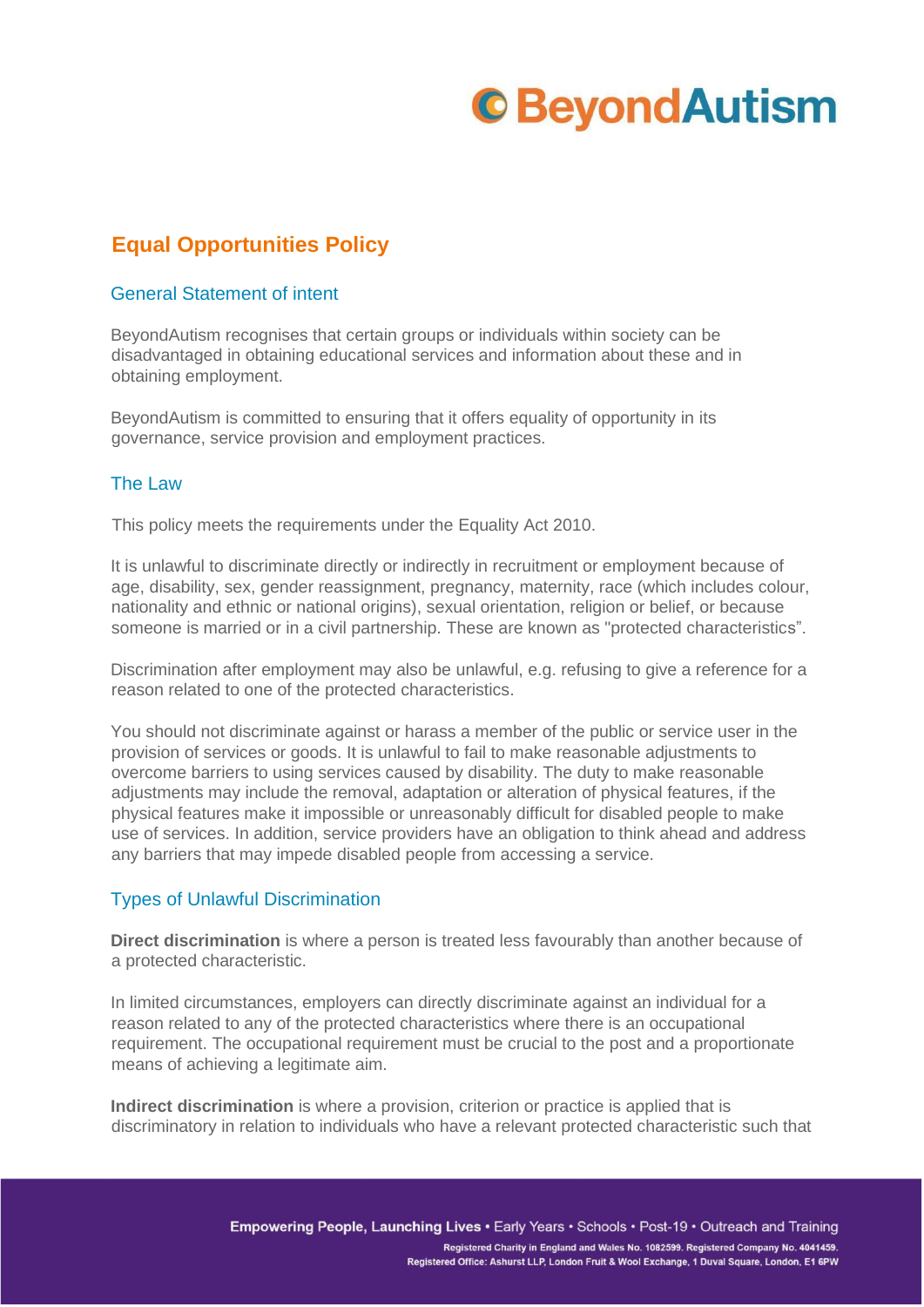## Equal Opportunities Policy

### General Statement of intent

BeyondAutism recognises that certain groups or individuals within society can be disadvantaged in obtaining educational services and information about these and in obtaining employment.

BeyondAutism is committed to ensuring that it offers equality of opportunity in its governance, service provision and employment practices.

### The Law

This policy meets the requirements under the Equality Act 2010.

It is unlawful to discriminate directly or indirectly in recruitment or employment because of age, disability, sex, gender reassignment, pregnancy, maternity, race (which includes colour, nationality and ethnic or national origins), sexual orientation, religion or belief, or because someone is married or in a civil partnership. These are known as "protected characteristics".

Discrimination after employment may also be unlawful, e.g. refusing to give a reference for a reason related to one of the protected characteristics.

You should not discriminate against or harass a member of the public or service user in the provision of services or goods. It is unlawful to fail to make reasonable adjustments to overcome barriers to using services caused by disability. The duty to make reasonable adjustments may include the removal, adaptation or alteration of physical features, if the physical features make it impossible or unreasonably difficult for disabled people to make use of services. In addition, service providers have an obligation to think ahead and address any barriers that may impede disabled people from accessing a service.

### Types of Unlawful Discrimination

**Direct discrimination** is where a person is treated less favourably than another because of a protected characteristic.

In limited circumstances, employers can directly discriminate against an individual for a reason related to any of the protected characteristics where there is an occupational requirement. The occupational requirement must be crucial to the post and a proportionate means of achieving a legitimate aim.

**Indirect discrimination** is where a provision, criterion or practice is applied that is discriminatory in relation to individuals who have a relevant protected characteristic such that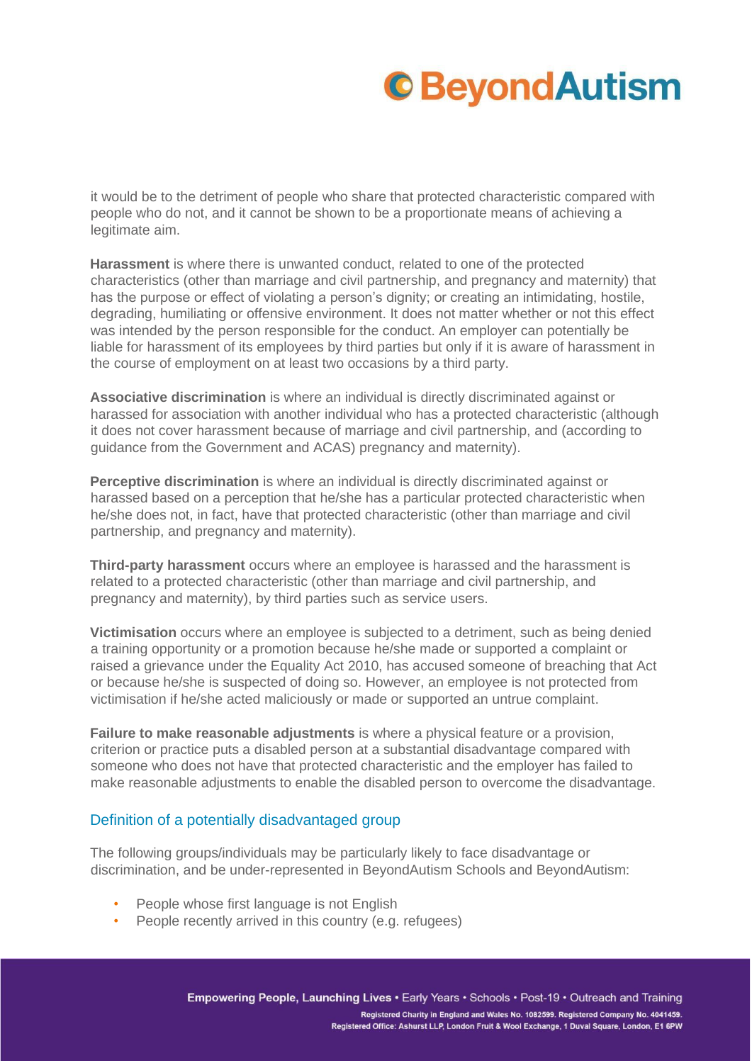it would be to the detriment of people who share that protected characteristic compared with people who do not, and it cannot be shown to be a proportionate means of achieving a legitimate aim.

**Harassment** is where there is unwanted conduct, related to one of the protected characteristics (other than marriage and civil partnership, and pregnancy and maternity) that has the purpose or effect of violating a person's dignity; or creating an intimidating, hostile, degrading, humiliating or offensive environment. It does not matter whether or not this effect was intended by the person responsible for the conduct. An employer can potentially be liable for harassment of its employees by third parties but only if it is aware of harassment in the course of employment on at least two occasions by a third party.

**Associative discrimination** is where an individual is directly discriminated against or harassed for association with another individual who has a protected characteristic (although it does not cover harassment because of marriage and civil partnership, and (according to guidance from the Government and ACAS) pregnancy and maternity).

**Perceptive discrimination** is where an individual is directly discriminated against or harassed based on a perception that he/she has a particular protected characteristic when he/she does not, in fact, have that protected characteristic (other than marriage and civil partnership, and pregnancy and maternity).

**Third-party harassment** occurs where an employee is harassed and the harassment is related to a protected characteristic (other than marriage and civil partnership, and pregnancy and maternity), by third parties such as service users.

**Victimisation** occurs where an employee is subjected to a detriment, such as being denied a training opportunity or a promotion because he/she made or supported a complaint or raised a grievance under the Equality Act 2010, has accused someone of breaching that Act or because he/she is suspected of doing so. However, an employee is not protected from victimisation if he/she acted maliciously or made or supported an untrue complaint.

**Failure to make reasonable adjustments** is where a physical feature or a provision, criterion or practice puts a disabled person at a substantial disadvantage compared with someone who does not have that protected characteristic and the employer has failed to make reasonable adjustments to enable the disabled person to overcome the disadvantage.

## Definition of a potentially disadvantaged group

The following groups/individuals may be particularly likely to face disadvantage or discrimination, and be under-represented in BeyondAutism Schools and BeyondAutism:

- People whose first language is not English
- People recently arrived in this country (e.g. refugees)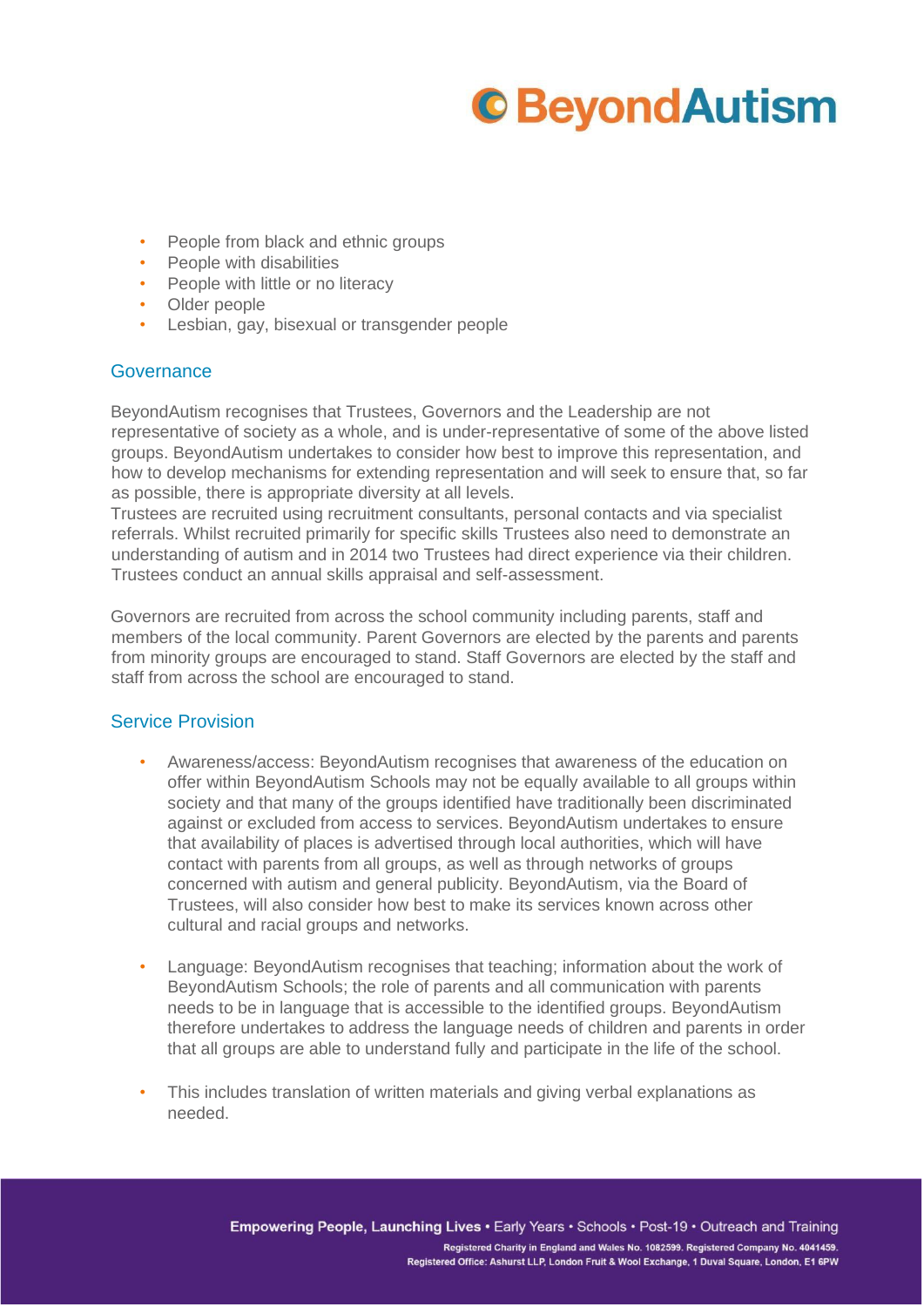- People from black and ethnic groups
- People with disabilities
- People with little or no literacy
- Older people
- Lesbian, gay, bisexual or transgender people

## Governance

BeyondAutism recognises that Trustees, Governors and the Leadership are not representative of society as a whole, and is under-representative of some of the above listed groups. BeyondAutism undertakes to consider how best to improve this representation, and how to develop mechanisms for extending representation and will seek to ensure that, so far as possible, there is appropriate diversity at all levels.
Trustees are recruited using recruitment consultants, personal contacts and via specialist referrals. Whilst recruited primarily for specific skills Trustees also need to demonstrate an understanding of autism and in 2014 two Trustees had direct experience via their children. Trustees conduct an annual skills appraisal and self-assessment.

Governors are recruited from across the school community including parents, staff and members of the local community. Parent Governors are elected by the parents and parents from minority groups are encouraged to stand. Staff Governors are elected by the staff and staff from across the school are encouraged to stand.

## Service Provision

- Awareness/access: BeyondAutism recognises that awareness of the education on offer within BeyondAutism Schools may not be equally available to all groups within society and that many of the groups identified have traditionally been discriminated against or excluded from access to services. BeyondAutism undertakes to ensure that availability of places is advertised through local authorities, which will have contact with parents from all groups, as well as through networks of groups concerned with autism and general publicity. BeyondAutism, via the Board of Trustees, will also consider how best to make its services known across other cultural and racial groups and networks.

- Language: BeyondAutism recognises that teaching; information about the work of BeyondAutism Schools; the role of parents and all communication with parents needs to be in language that is accessible to the identified groups. BeyondAutism therefore undertakes to address the language needs of children and parents in order that all groups are able to understand fully and participate in the life of the school.

- This includes translation of written materials and giving verbal explanations as needed.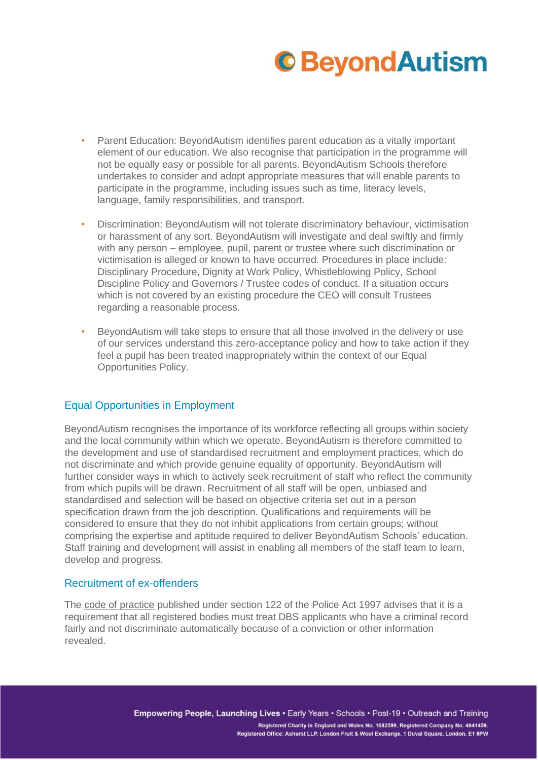- Parent Education: BeyondAutism identifies parent education as a vitally important element of our education. We also recognise that participation in the programme will not be equally easy or possible for all parents. BeyondAutism Schools therefore undertakes to consider and adopt appropriate measures that will enable parents to participate in the programme, including issues such as time, literacy levels, language, family responsibilities, and transport.

- Discrimination: BeyondAutism will not tolerate discriminatory behaviour, victimisation or harassment of any sort. BeyondAutism will investigate and deal swiftly and firmly with any person – employee, pupil, parent or trustee where such discrimination or victimisation is alleged or known to have occurred. Procedures in place include: Disciplinary Procedure, Dignity at Work Policy, Whistleblowing Policy, School Discipline Policy and Governors / Trustee codes of conduct. If a situation occurs which is not covered by an existing procedure the CEO will consult Trustees regarding a reasonable process.

- BeyondAutism will take steps to ensure that all those involved in the delivery or use of our services understand this zero-acceptance policy and how to take action if they feel a pupil has been treated inappropriately within the context of our Equal Opportunities Policy.

## Equal Opportunities in Employment

BeyondAutism recognises the importance of its workforce reflecting all groups within society and the local community within which we operate. BeyondAutism is therefore committed to the development and use of standardised recruitment and employment practices, which do not discriminate and which provide genuine equality of opportunity. BeyondAutism will further consider ways in which to actively seek recruitment of staff who reflect the community from which pupils will be drawn. Recruitment of all staff will be open, unbiased and standardised and selection will be based on objective criteria set out in a person specification drawn from the job description. Qualifications and requirements will be considered to ensure that they do not inhibit applications from certain groups; without comprising the expertise and aptitude required to deliver BeyondAutism Schools' education. Staff training and development will assist in enabling all members of the staff team to learn, develop and progress.

## Recruitment of ex-offenders

The code of practice published under section 122 of the Police Act 1997 advises that it is a requirement that all registered bodies must treat DBS applicants who have a criminal record fairly and not discriminate automatically because of a conviction or other information revealed.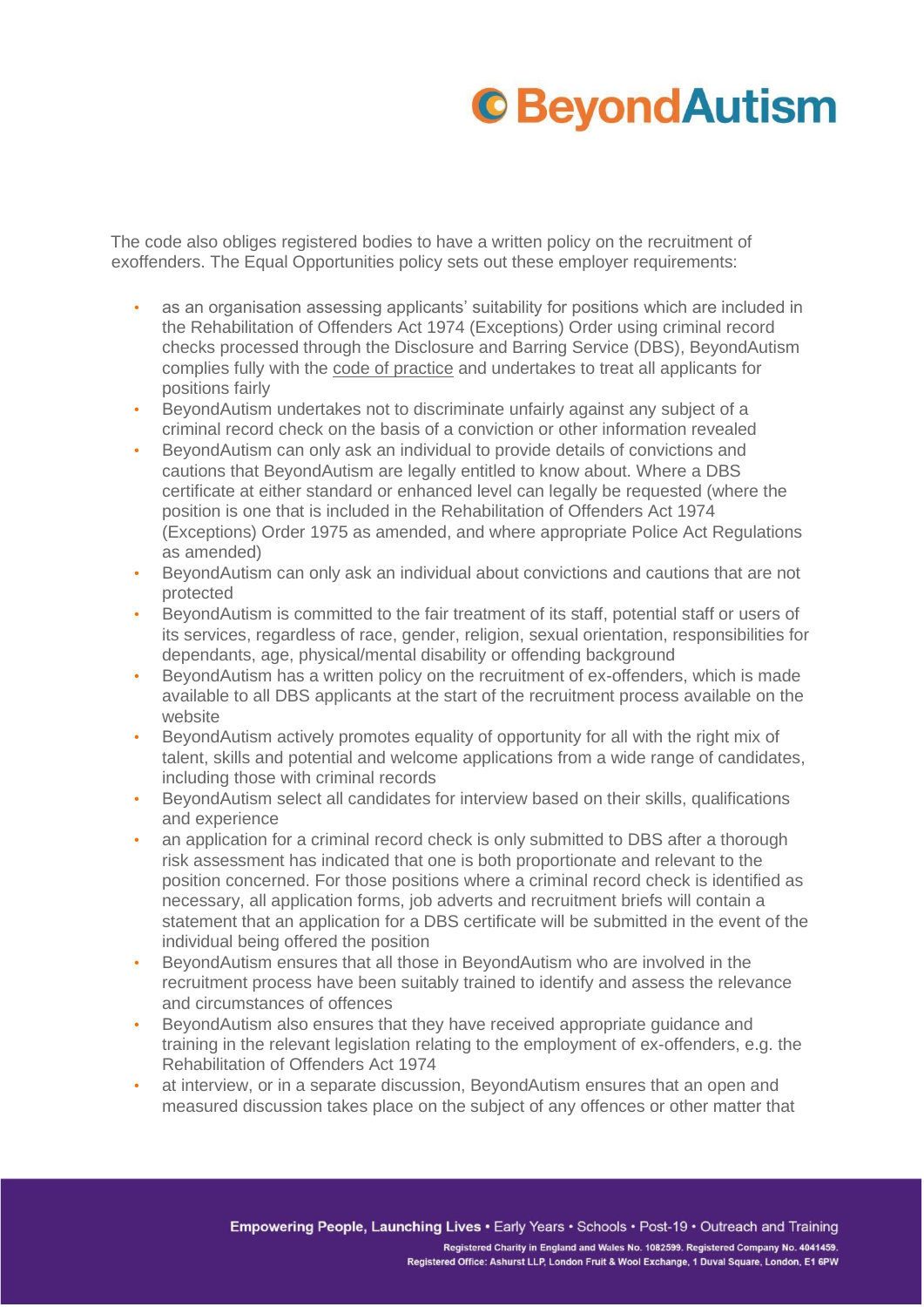The code also obliges registered bodies to have a written policy on the recruitment of exoffenders. The Equal Opportunities policy sets out these employer requirements:

- as an organisation assessing applicants' suitability for positions which are included in the Rehabilitation of Offenders Act 1974 (Exceptions) Order using criminal record checks processed through the Disclosure and Barring Service (DBS), BeyondAutism complies fully with the code of practice and undertakes to treat all applicants for positions fairly
- BeyondAutism undertakes not to discriminate unfairly against any subject of a criminal record check on the basis of a conviction or other information revealed
- BeyondAutism can only ask an individual to provide details of convictions and cautions that BeyondAutism are legally entitled to know about. Where a DBS certificate at either standard or enhanced level can legally be requested (where the position is one that is included in the Rehabilitation of Offenders Act 1974 (Exceptions) Order 1975 as amended, and where appropriate Police Act Regulations as amended)
- BeyondAutism can only ask an individual about convictions and cautions that are not protected
- BeyondAutism is committed to the fair treatment of its staff, potential staff or users of its services, regardless of race, gender, religion, sexual orientation, responsibilities for dependants, age, physical/mental disability or offending background
- BeyondAutism has a written policy on the recruitment of ex-offenders, which is made available to all DBS applicants at the start of the recruitment process available on the website
- BeyondAutism actively promotes equality of opportunity for all with the right mix of talent, skills and potential and welcome applications from a wide range of candidates, including those with criminal records
- BeyondAutism select all candidates for interview based on their skills, qualifications and experience
- an application for a criminal record check is only submitted to DBS after a thorough risk assessment has indicated that one is both proportionate and relevant to the position concerned. For those positions where a criminal record check is identified as necessary, all application forms, job adverts and recruitment briefs will contain a statement that an application for a DBS certificate will be submitted in the event of the individual being offered the position
- BeyondAutism ensures that all those in BeyondAutism who are involved in the recruitment process have been suitably trained to identify and assess the relevance and circumstances of offences
- BeyondAutism also ensures that they have received appropriate guidance and training in the relevant legislation relating to the employment of ex-offenders, e.g. the Rehabilitation of Offenders Act 1974
- at interview, or in a separate discussion, BeyondAutism ensures that an open and measured discussion takes place on the subject of any offences or other matter that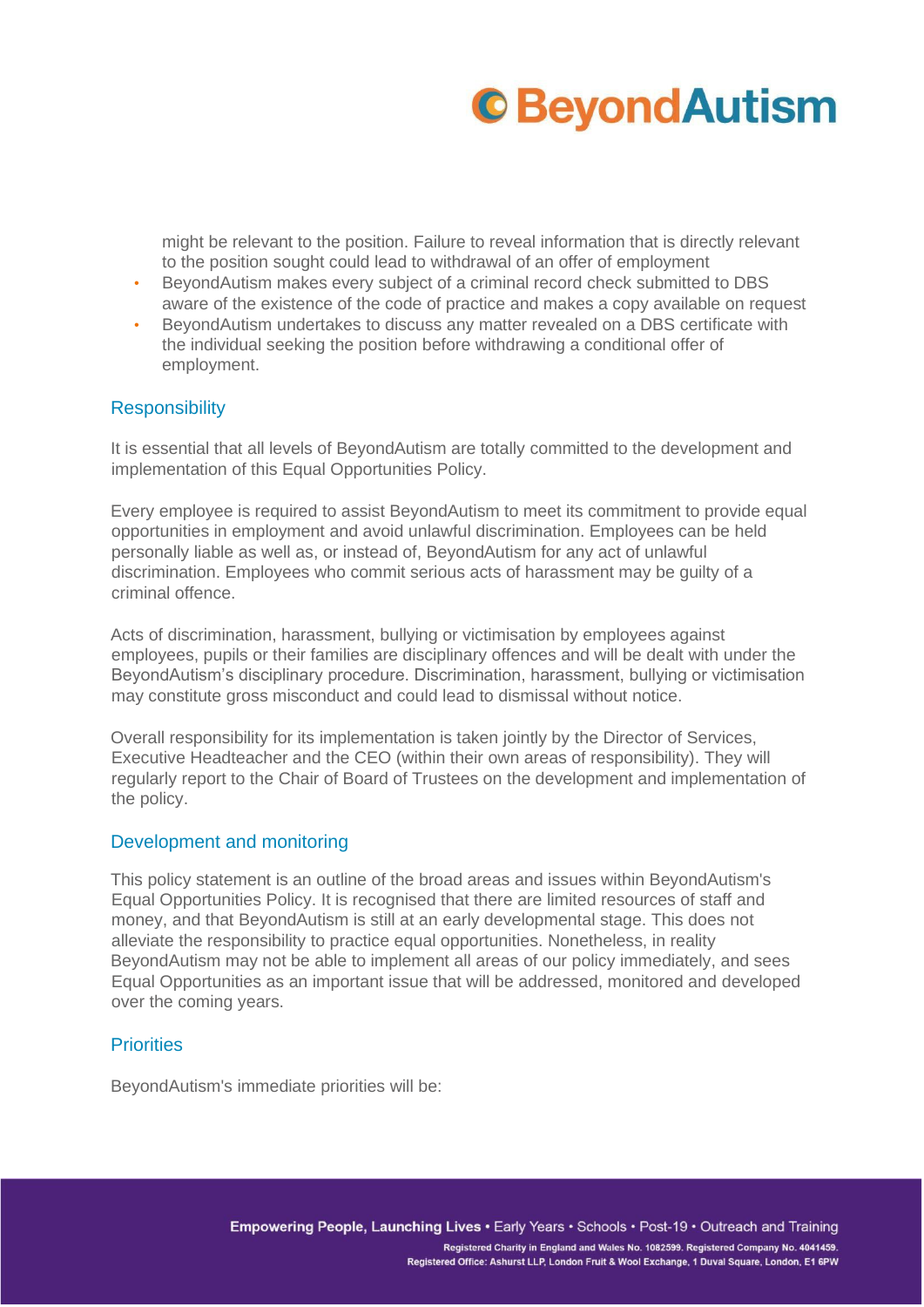might be relevant to the position. Failure to reveal information that is directly relevant to the position sought could lead to withdrawal of an offer of employment

- BeyondAutism makes every subject of a criminal record check submitted to DBS aware of the existence of the code of practice and makes a copy available on request
- BeyondAutism undertakes to discuss any matter revealed on a DBS certificate with the individual seeking the position before withdrawing a conditional offer of employment.

## Responsibility

It is essential that all levels of BeyondAutism are totally committed to the development and implementation of this Equal Opportunities Policy.

Every employee is required to assist BeyondAutism to meet its commitment to provide equal opportunities in employment and avoid unlawful discrimination. Employees can be held personally liable as well as, or instead of, BeyondAutism for any act of unlawful discrimination. Employees who commit serious acts of harassment may be guilty of a criminal offence.

Acts of discrimination, harassment, bullying or victimisation by employees against employees, pupils or their families are disciplinary offences and will be dealt with under the BeyondAutism's disciplinary procedure. Discrimination, harassment, bullying or victimisation may constitute gross misconduct and could lead to dismissal without notice.

Overall responsibility for its implementation is taken jointly by the Director of Services, Executive Headteacher and the CEO (within their own areas of responsibility). They will regularly report to the Chair of Board of Trustees on the development and implementation of the policy.

## Development and monitoring

This policy statement is an outline of the broad areas and issues within BeyondAutism's Equal Opportunities Policy. It is recognised that there are limited resources of staff and money, and that BeyondAutism is still at an early developmental stage. This does not alleviate the responsibility to practice equal opportunities. Nonetheless, in reality BeyondAutism may not be able to implement all areas of our policy immediately, and sees Equal Opportunities as an important issue that will be addressed, monitored and developed over the coming years.

## Priorities

BeyondAutism's immediate priorities will be: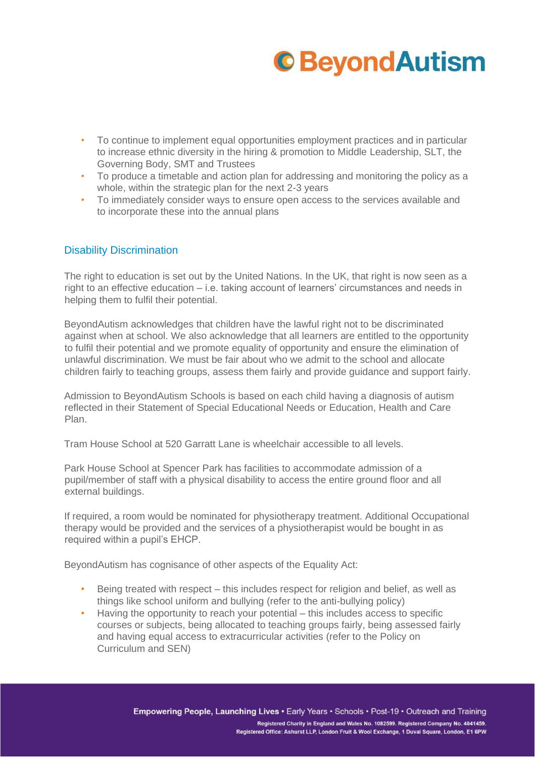- To continue to implement equal opportunities employment practices and in particular to increase ethnic diversity in the hiring & promotion to Middle Leadership, SLT, the Governing Body, SMT and Trustees
- To produce a timetable and action plan for addressing and monitoring the policy as a whole, within the strategic plan for the next 2-3 years
- To immediately consider ways to ensure open access to the services available and to incorporate these into the annual plans

## Disability Discrimination

The right to education is set out by the United Nations. In the UK, that right is now seen as a right to an effective education – i.e. taking account of learners' circumstances and needs in helping them to fulfil their potential.

BeyondAutism acknowledges that children have the lawful right not to be discriminated against when at school. We also acknowledge that all learners are entitled to the opportunity to fulfil their potential and we promote equality of opportunity and ensure the elimination of unlawful discrimination. We must be fair about who we admit to the school and allocate children fairly to teaching groups, assess them fairly and provide guidance and support fairly.

Admission to BeyondAutism Schools is based on each child having a diagnosis of autism reflected in their Statement of Special Educational Needs or Education, Health and Care Plan.

Tram House School at 520 Garratt Lane is wheelchair accessible to all levels.

Park House School at Spencer Park has facilities to accommodate admission of a pupil/member of staff with a physical disability to access the entire ground floor and all external buildings.

If required, a room would be nominated for physiotherapy treatment. Additional Occupational therapy would be provided and the services of a physiotherapist would be bought in as required within a pupil's EHCP.

BeyondAutism has cognisance of other aspects of the Equality Act:

- Being treated with respect – this includes respect for religion and belief, as well as things like school uniform and bullying (refer to the anti-bullying policy)
- Having the opportunity to reach your potential – this includes access to specific courses or subjects, being allocated to teaching groups fairly, being assessed fairly and having equal access to extracurricular activities (refer to the Policy on Curriculum and SEN)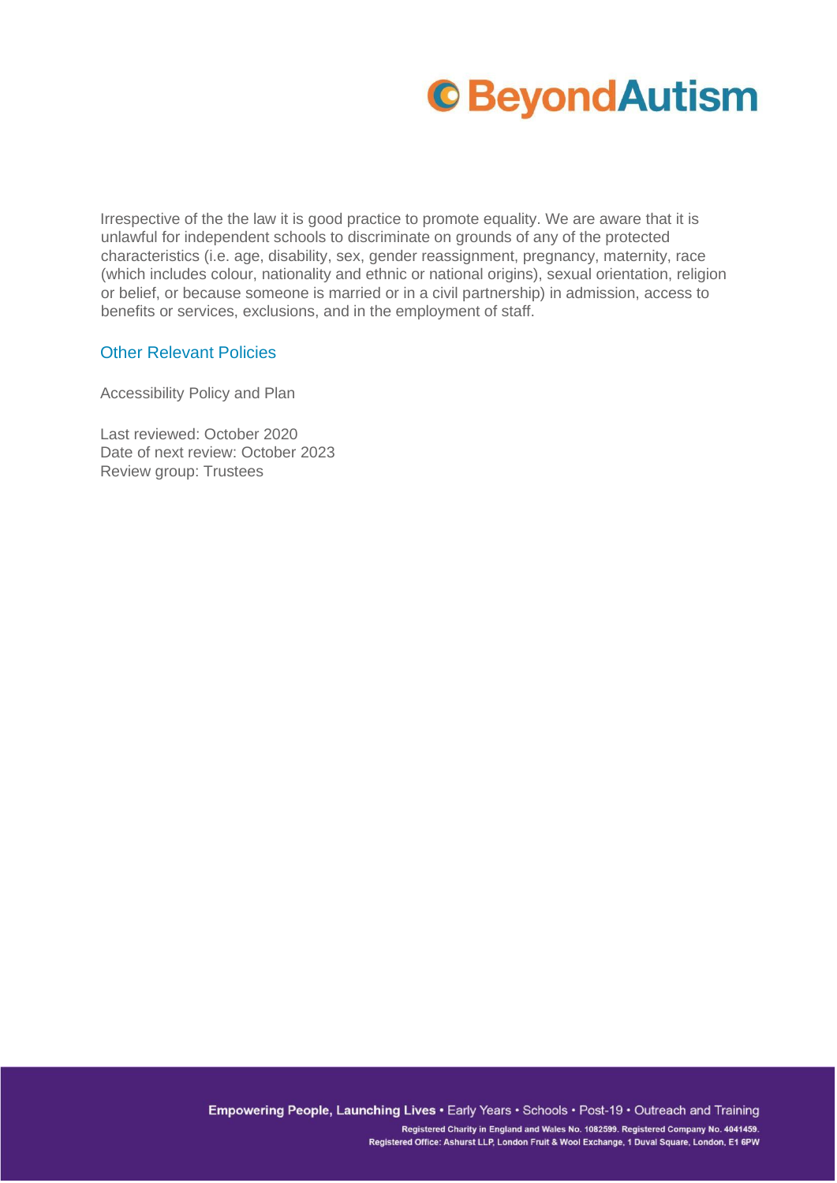Irrespective of the the law it is good practice to promote equality. We are aware that it is unlawful for independent schools to discriminate on grounds of any of the protected characteristics (i.e. age, disability, sex, gender reassignment, pregnancy, maternity, race (which includes colour, nationality and ethnic or national origins), sexual orientation, religion or belief, or because someone is married or in a civil partnership) in admission, access to benefits or services, exclusions, and in the employment of staff.

## Other Relevant Policies

Accessibility Policy and Plan

Last reviewed: October 2020
Date of next review: October 2023
Review group: Trustees